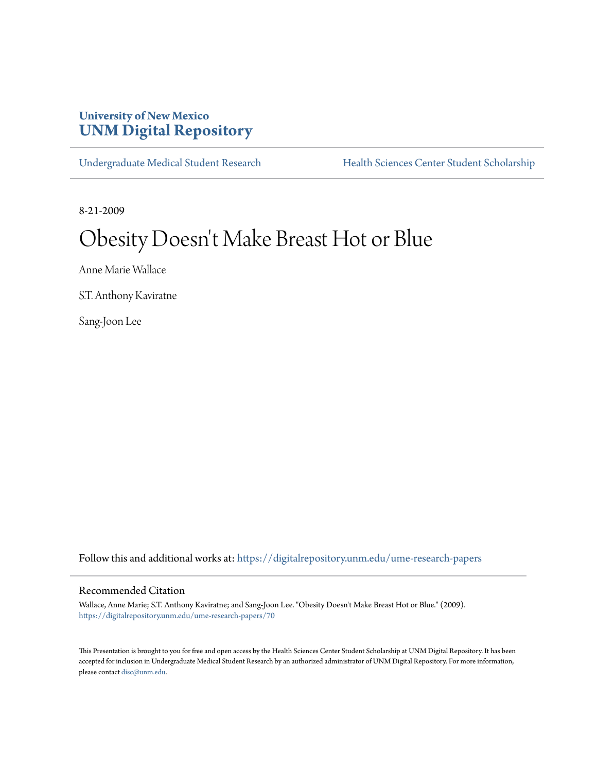University of New Mexico
**UNM Digital Repository**

Undergraduate Medical Student Research | Health Sciences Center Student Scholarship

8-21-2009

# Obesity Doesn't Make Breast Hot or Blue

Anne Marie Wallace

S.T. Anthony Kaviratne

Sang-Joon Lee

Follow this and additional works at: https://digitalrepository.unm.edu/ume-research-papers

## Recommended Citation

Wallace, Anne Marie; S.T. Anthony Kaviratne; and Sang-Joon Lee. "Obesity Doesn't Make Breast Hot or Blue." (2009). https://digitalrepository.unm.edu/ume-research-papers/70

This Presentation is brought to you for free and open access by the Health Sciences Center Student Scholarship at UNM Digital Repository. It has been accepted for inclusion in Undergraduate Medical Student Research by an authorized administrator of UNM Digital Repository. For more information, please contact disc@unm.edu.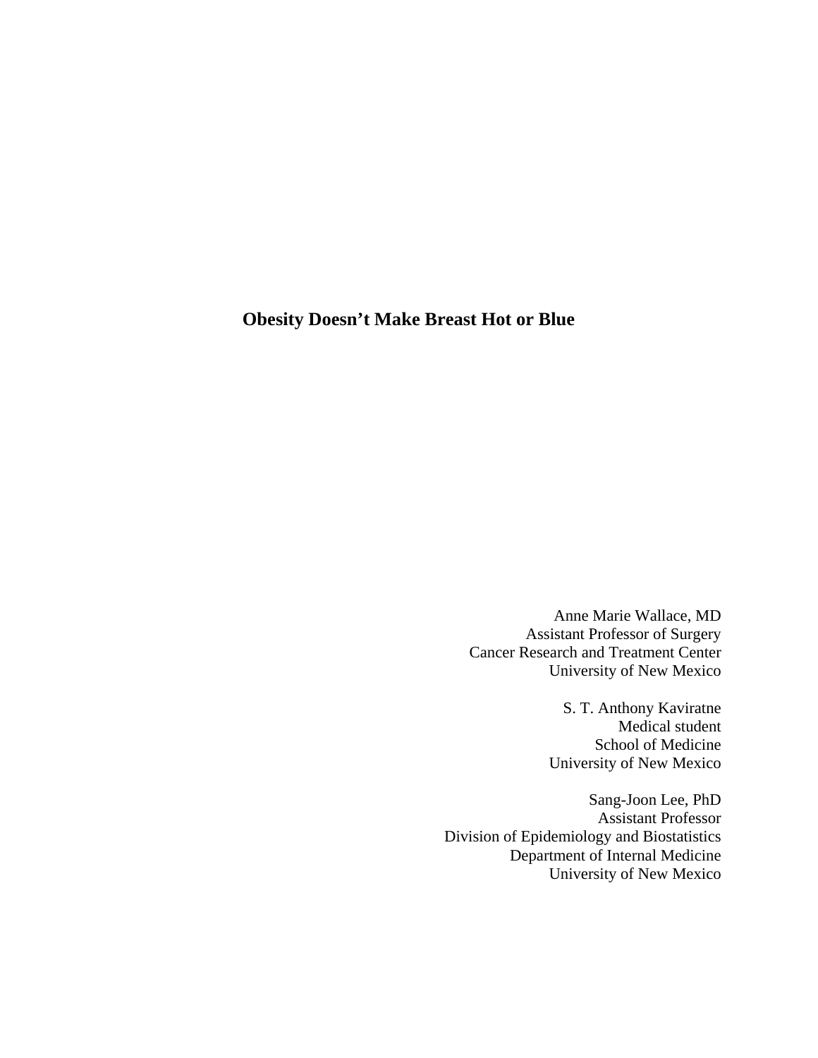# Obesity Doesn't Make Breast Hot or Blue

Anne Marie Wallace, MD
Assistant Professor of Surgery
Cancer Research and Treatment Center
University of New Mexico

S. T. Anthony Kaviratne
Medical student
School of Medicine
University of New Mexico

Sang-Joon Lee, PhD
Assistant Professor
Division of Epidemiology and Biostatistics
Department of Internal Medicine
University of New Mexico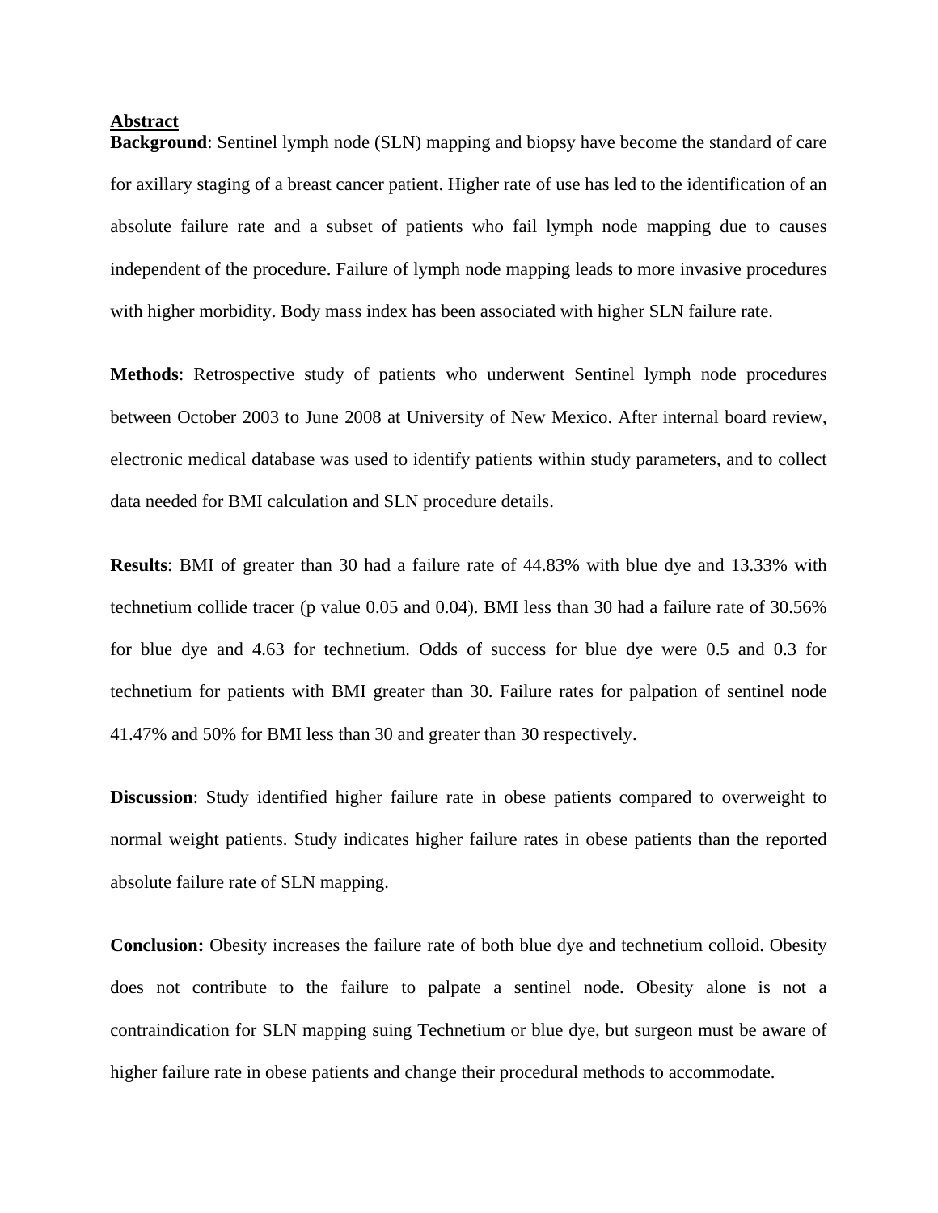## Abstract

**Background**: Sentinel lymph node (SLN) mapping and biopsy have become the standard of care for axillary staging of a breast cancer patient. Higher rate of use has led to the identification of an absolute failure rate and a subset of patients who fail lymph node mapping due to causes independent of the procedure. Failure of lymph node mapping leads to more invasive procedures with higher morbidity. Body mass index has been associated with higher SLN failure rate.

**Methods**: Retrospective study of patients who underwent Sentinel lymph node procedures between October 2003 to June 2008 at University of New Mexico. After internal board review, electronic medical database was used to identify patients within study parameters, and to collect data needed for BMI calculation and SLN procedure details.

**Results**: BMI of greater than 30 had a failure rate of 44.83% with blue dye and 13.33% with technetium collide tracer (p value 0.05 and 0.04). BMI less than 30 had a failure rate of 30.56% for blue dye and 4.63 for technetium. Odds of success for blue dye were 0.5 and 0.3 for technetium for patients with BMI greater than 30. Failure rates for palpation of sentinel node 41.47% and 50% for BMI less than 30 and greater than 30 respectively.

**Discussion**: Study identified higher failure rate in obese patients compared to overweight to normal weight patients. Study indicates higher failure rates in obese patients than the reported absolute failure rate of SLN mapping.

**Conclusion:** Obesity increases the failure rate of both blue dye and technetium colloid. Obesity does not contribute to the failure to palpate a sentinel node. Obesity alone is not a contraindication for SLN mapping suing Technetium or blue dye, but surgeon must be aware of higher failure rate in obese patients and change their procedural methods to accommodate.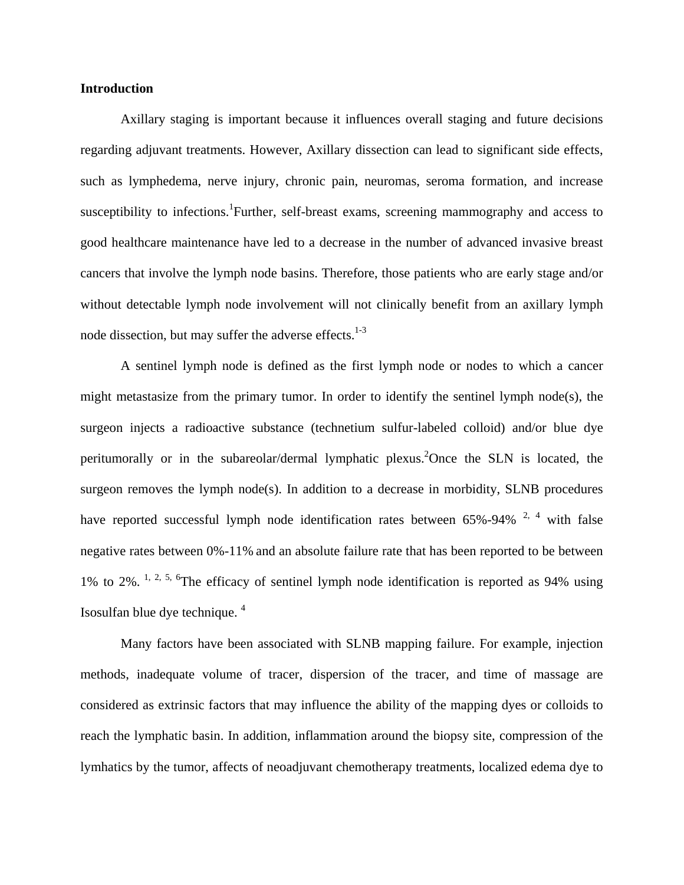**Introduction**

Axillary staging is important because it influences overall staging and future decisions regarding adjuvant treatments. However, Axillary dissection can lead to significant side effects, such as lymphedema, nerve injury, chronic pain, neuromas, seroma formation, and increase susceptibility to infections.[1]Further, self-breast exams, screening mammography and access to good healthcare maintenance have led to a decrease in the number of advanced invasive breast cancers that involve the lymph node basins. Therefore, those patients who are early stage and/or without detectable lymph node involvement will not clinically benefit from an axillary lymph node dissection, but may suffer the adverse effects.[1-3]

A sentinel lymph node is defined as the first lymph node or nodes to which a cancer might metastasize from the primary tumor. In order to identify the sentinel lymph node(s), the surgeon injects a radioactive substance (technetium sulfur-labeled colloid) and/or blue dye peritumorally or in the subareolar/dermal lymphatic plexus.[2]Once the SLN is located, the surgeon removes the lymph node(s). In addition to a decrease in morbidity, SLNB procedures have reported successful lymph node identification rates between 65%-94% [2, 4] with false negative rates between 0%-11% and an absolute failure rate that has been reported to be between 1% to 2%. [1, 2, 5, 6]The efficacy of sentinel lymph node identification is reported as 94% using Isosulfan blue dye technique. [4]

Many factors have been associated with SLNB mapping failure. For example, injection methods, inadequate volume of tracer, dispersion of the tracer, and time of massage are considered as extrinsic factors that may influence the ability of the mapping dyes or colloids to reach the lymphatic basin. In addition, inflammation around the biopsy site, compression of the lymhatics by the tumor, affects of neoadjuvant chemotherapy treatments, localized edema dye to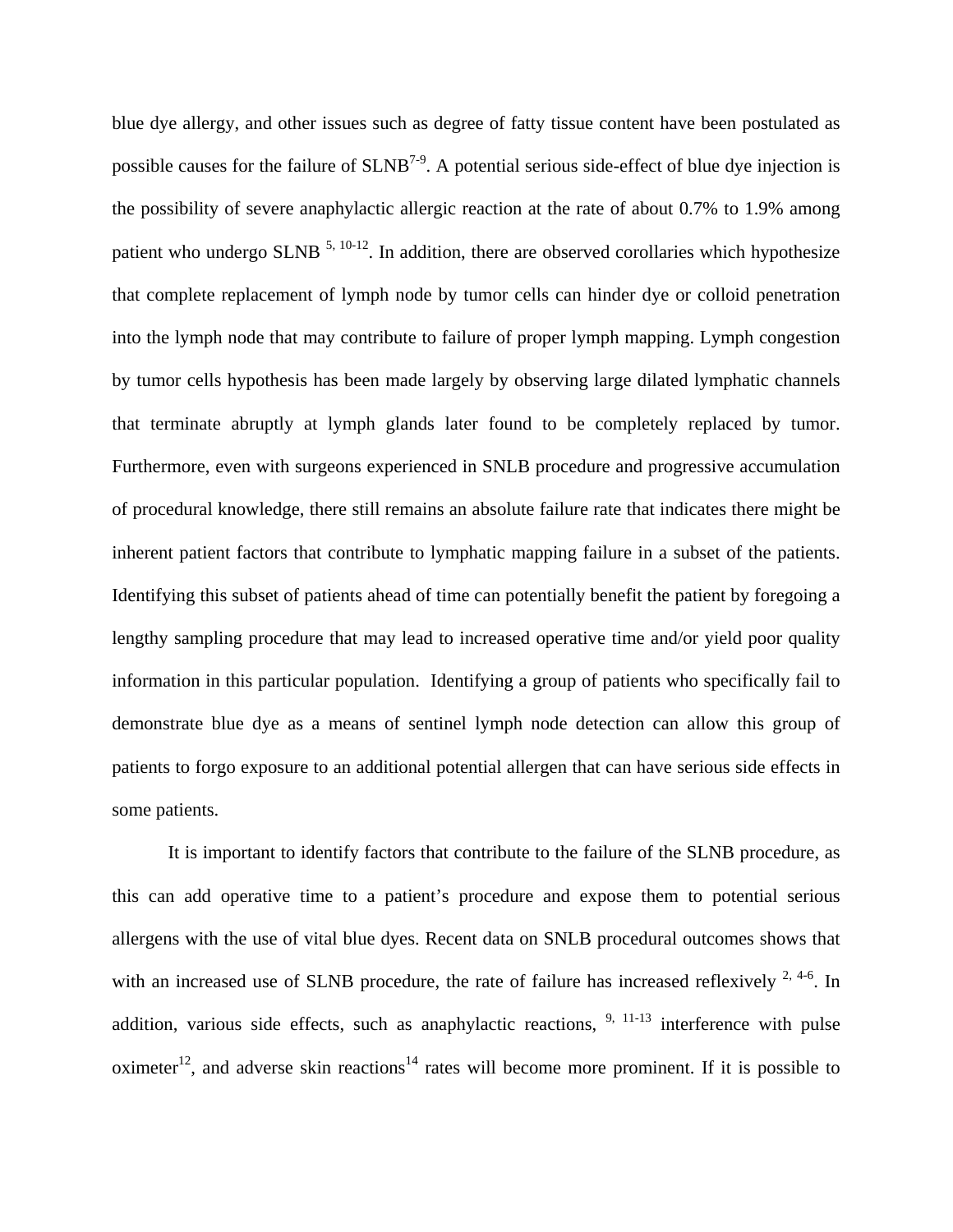blue dye allergy, and other issues such as degree of fatty tissue content have been postulated as possible causes for the failure of SLNB[7-9]. A potential serious side-effect of blue dye injection is the possibility of severe anaphylactic allergic reaction at the rate of about 0.7% to 1.9% among patient who undergo SLNB [5, 10-12]. In addition, there are observed corollaries which hypothesize that complete replacement of lymph node by tumor cells can hinder dye or colloid penetration into the lymph node that may contribute to failure of proper lymph mapping. Lymph congestion by tumor cells hypothesis has been made largely by observing large dilated lymphatic channels that terminate abruptly at lymph glands later found to be completely replaced by tumor. Furthermore, even with surgeons experienced in SNLB procedure and progressive accumulation of procedural knowledge, there still remains an absolute failure rate that indicates there might be inherent patient factors that contribute to lymphatic mapping failure in a subset of the patients. Identifying this subset of patients ahead of time can potentially benefit the patient by foregoing a lengthy sampling procedure that may lead to increased operative time and/or yield poor quality information in this particular population. Identifying a group of patients who specifically fail to demonstrate blue dye as a means of sentinel lymph node detection can allow this group of patients to forgo exposure to an additional potential allergen that can have serious side effects in some patients.

It is important to identify factors that contribute to the failure of the SLNB procedure, as this can add operative time to a patient's procedure and expose them to potential serious allergens with the use of vital blue dyes. Recent data on SNLB procedural outcomes shows that with an increased use of SLNB procedure, the rate of failure has increased reflexively [2, 4-6]. In addition, various side effects, such as anaphylactic reactions, [9, 11-13] interference with pulse oximeter[12], and adverse skin reactions[14] rates will become more prominent. If it is possible to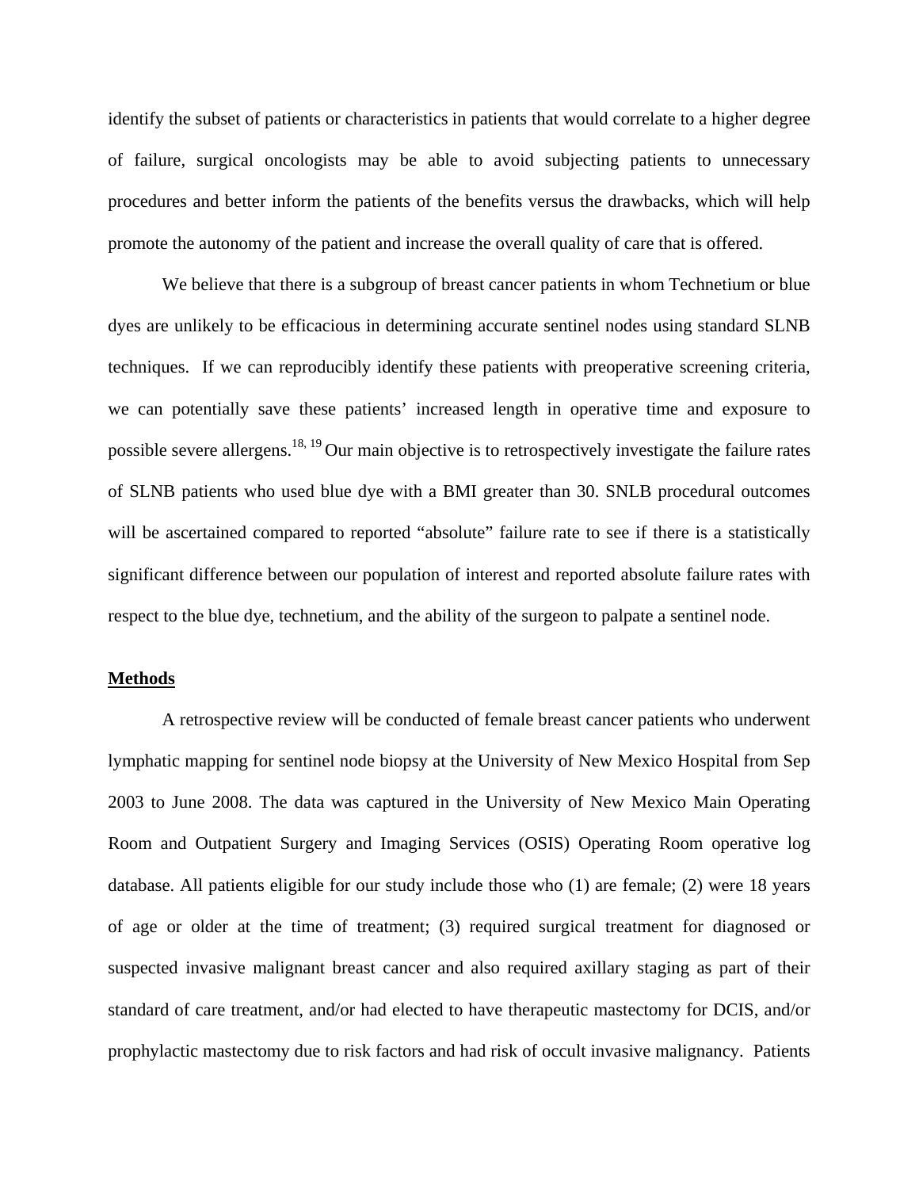identify the subset of patients or characteristics in patients that would correlate to a higher degree of failure, surgical oncologists may be able to avoid subjecting patients to unnecessary procedures and better inform the patients of the benefits versus the drawbacks, which will help promote the autonomy of the patient and increase the overall quality of care that is offered.

We believe that there is a subgroup of breast cancer patients in whom Technetium or blue dyes are unlikely to be efficacious in determining accurate sentinel nodes using standard SLNB techniques. If we can reproducibly identify these patients with preoperative screening criteria, we can potentially save these patients' increased length in operative time and exposure to possible severe allergens.[18, 19] Our main objective is to retrospectively investigate the failure rates of SLNB patients who used blue dye with a BMI greater than 30. SNLB procedural outcomes will be ascertained compared to reported "absolute" failure rate to see if there is a statistically significant difference between our population of interest and reported absolute failure rates with respect to the blue dye, technetium, and the ability of the surgeon to palpate a sentinel node.

## Methods

A retrospective review will be conducted of female breast cancer patients who underwent lymphatic mapping for sentinel node biopsy at the University of New Mexico Hospital from Sep 2003 to June 2008. The data was captured in the University of New Mexico Main Operating Room and Outpatient Surgery and Imaging Services (OSIS) Operating Room operative log database. All patients eligible for our study include those who (1) are female; (2) were 18 years of age or older at the time of treatment; (3) required surgical treatment for diagnosed or suspected invasive malignant breast cancer and also required axillary staging as part of their standard of care treatment, and/or had elected to have therapeutic mastectomy for DCIS, and/or prophylactic mastectomy due to risk factors and had risk of occult invasive malignancy. Patients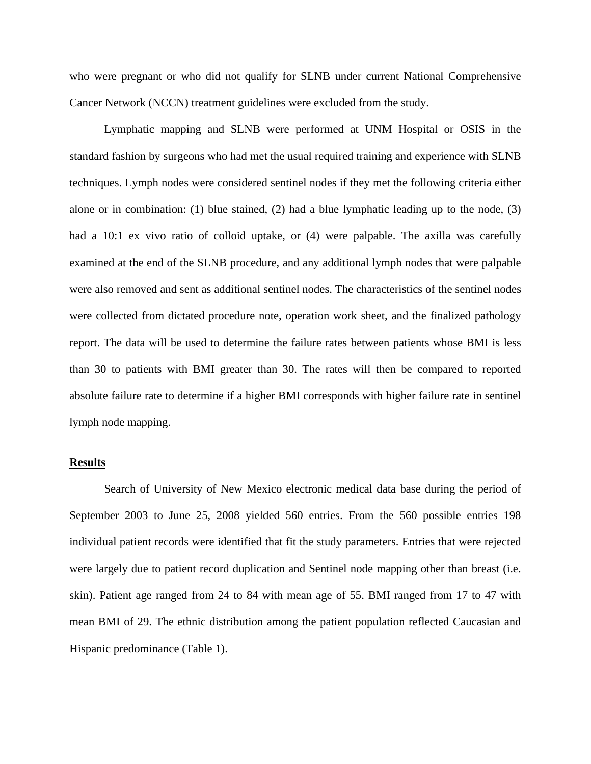who were pregnant or who did not qualify for SLNB under current National Comprehensive Cancer Network (NCCN) treatment guidelines were excluded from the study.

Lymphatic mapping and SLNB were performed at UNM Hospital or OSIS in the standard fashion by surgeons who had met the usual required training and experience with SLNB techniques. Lymph nodes were considered sentinel nodes if they met the following criteria either alone or in combination: (1) blue stained, (2) had a blue lymphatic leading up to the node, (3) had a 10:1 ex vivo ratio of colloid uptake, or (4) were palpable. The axilla was carefully examined at the end of the SLNB procedure, and any additional lymph nodes that were palpable were also removed and sent as additional sentinel nodes. The characteristics of the sentinel nodes were collected from dictated procedure note, operation work sheet, and the finalized pathology report. The data will be used to determine the failure rates between patients whose BMI is less than 30 to patients with BMI greater than 30. The rates will then be compared to reported absolute failure rate to determine if a higher BMI corresponds with higher failure rate in sentinel lymph node mapping.

## Results

Search of University of New Mexico electronic medical data base during the period of September 2003 to June 25, 2008 yielded 560 entries. From the 560 possible entries 198 individual patient records were identified that fit the study parameters. Entries that were rejected were largely due to patient record duplication and Sentinel node mapping other than breast (i.e. skin). Patient age ranged from 24 to 84 with mean age of 55. BMI ranged from 17 to 47 with mean BMI of 29. The ethnic distribution among the patient population reflected Caucasian and Hispanic predominance (Table 1).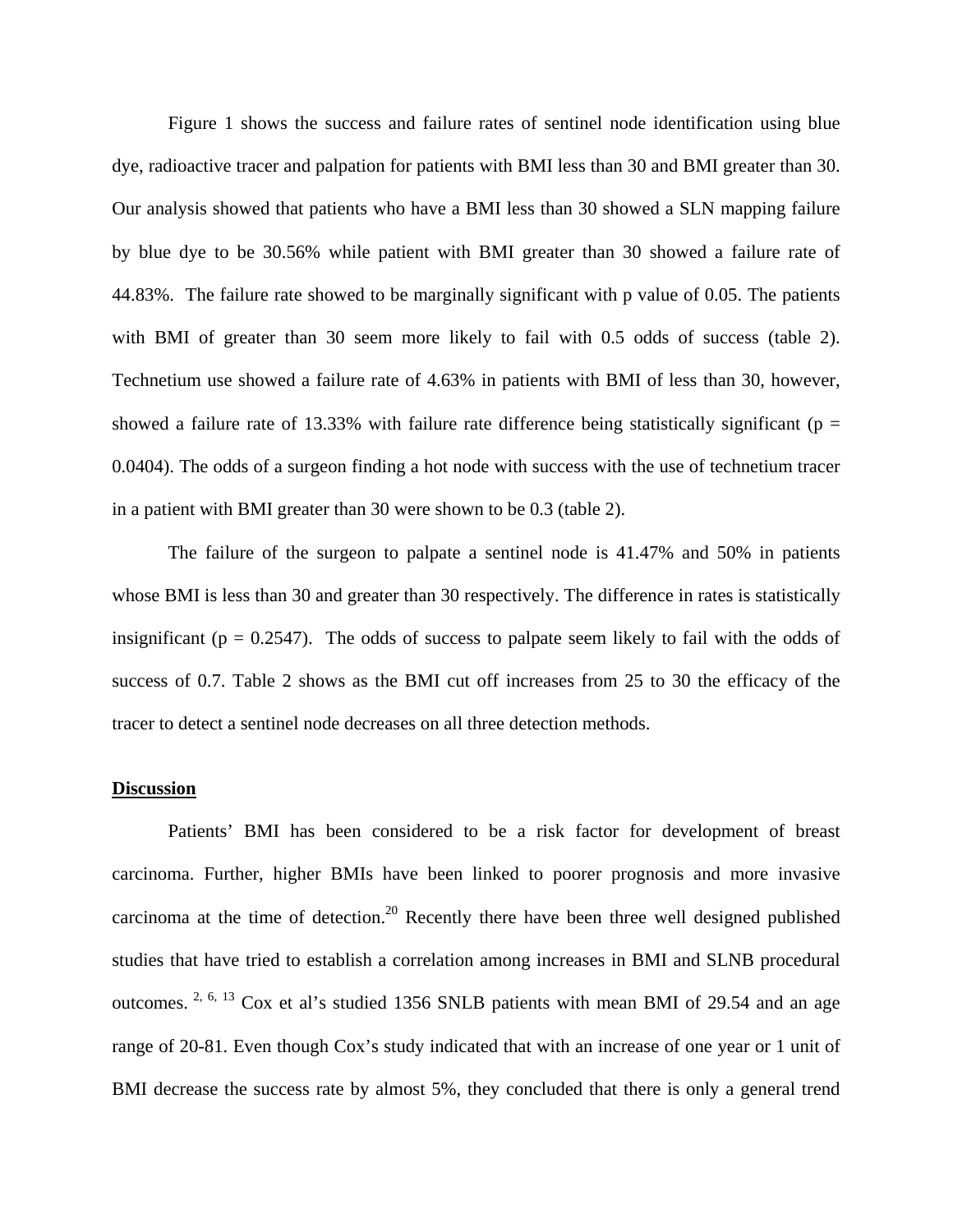Figure 1 shows the success and failure rates of sentinel node identification using blue dye, radioactive tracer and palpation for patients with BMI less than 30 and BMI greater than 30. Our analysis showed that patients who have a BMI less than 30 showed a SLN mapping failure by blue dye to be 30.56% while patient with BMI greater than 30 showed a failure rate of 44.83%. The failure rate showed to be marginally significant with p value of 0.05. The patients with BMI of greater than 30 seem more likely to fail with 0.5 odds of success (table 2). Technetium use showed a failure rate of 4.63% in patients with BMI of less than 30, however, showed a failure rate of 13.33% with failure rate difference being statistically significant ($p = 0.0404$). The odds of a surgeon finding a hot node with success with the use of technetium tracer in a patient with BMI greater than 30 were shown to be 0.3 (table 2).

The failure of the surgeon to palpate a sentinel node is 41.47% and 50% in patients whose BMI is less than 30 and greater than 30 respectively. The difference in rates is statistically insignificant ($p = 0.2547$). The odds of success to palpate seem likely to fail with the odds of success of 0.7. Table 2 shows as the BMI cut off increases from 25 to 30 the efficacy of the tracer to detect a sentinel node decreases on all three detection methods.

## Discussion

Patients' BMI has been considered to be a risk factor for development of breast carcinoma. Further, higher BMIs have been linked to poorer prognosis and more invasive carcinoma at the time of detection.[20] Recently there have been three well designed published studies that have tried to establish a correlation among increases in BMI and SLNB procedural outcomes.[2, 6, 13] Cox et al's studied 1356 SNLB patients with mean BMI of 29.54 and an age range of 20-81. Even though Cox's study indicated that with an increase of one year or 1 unit of BMI decrease the success rate by almost 5%, they concluded that there is only a general trend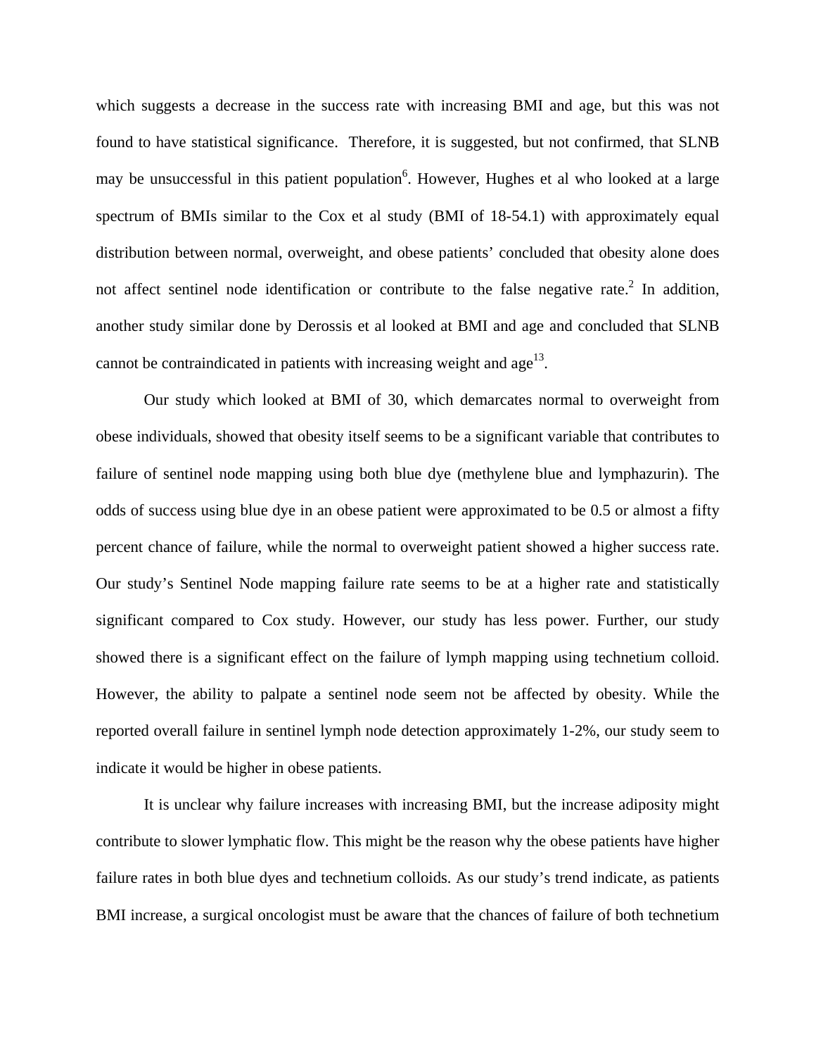which suggests a decrease in the success rate with increasing BMI and age, but this was not found to have statistical significance. Therefore, it is suggested, but not confirmed, that SLNB may be unsuccessful in this patient population[6]. However, Hughes et al who looked at a large spectrum of BMIs similar to the Cox et al study (BMI of 18-54.1) with approximately equal distribution between normal, overweight, and obese patients' concluded that obesity alone does not affect sentinel node identification or contribute to the false negative rate.[2] In addition, another study similar done by Derossis et al looked at BMI and age and concluded that SLNB cannot be contraindicated in patients with increasing weight and age[13].

Our study which looked at BMI of 30, which demarcates normal to overweight from obese individuals, showed that obesity itself seems to be a significant variable that contributes to failure of sentinel node mapping using both blue dye (methylene blue and lymphazurin). The odds of success using blue dye in an obese patient were approximated to be 0.5 or almost a fifty percent chance of failure, while the normal to overweight patient showed a higher success rate. Our study's Sentinel Node mapping failure rate seems to be at a higher rate and statistically significant compared to Cox study. However, our study has less power. Further, our study showed there is a significant effect on the failure of lymph mapping using technetium colloid. However, the ability to palpate a sentinel node seem not be affected by obesity. While the reported overall failure in sentinel lymph node detection approximately 1-2%, our study seem to indicate it would be higher in obese patients.

It is unclear why failure increases with increasing BMI, but the increase adiposity might contribute to slower lymphatic flow. This might be the reason why the obese patients have higher failure rates in both blue dyes and technetium colloids. As our study's trend indicate, as patients BMI increase, a surgical oncologist must be aware that the chances of failure of both technetium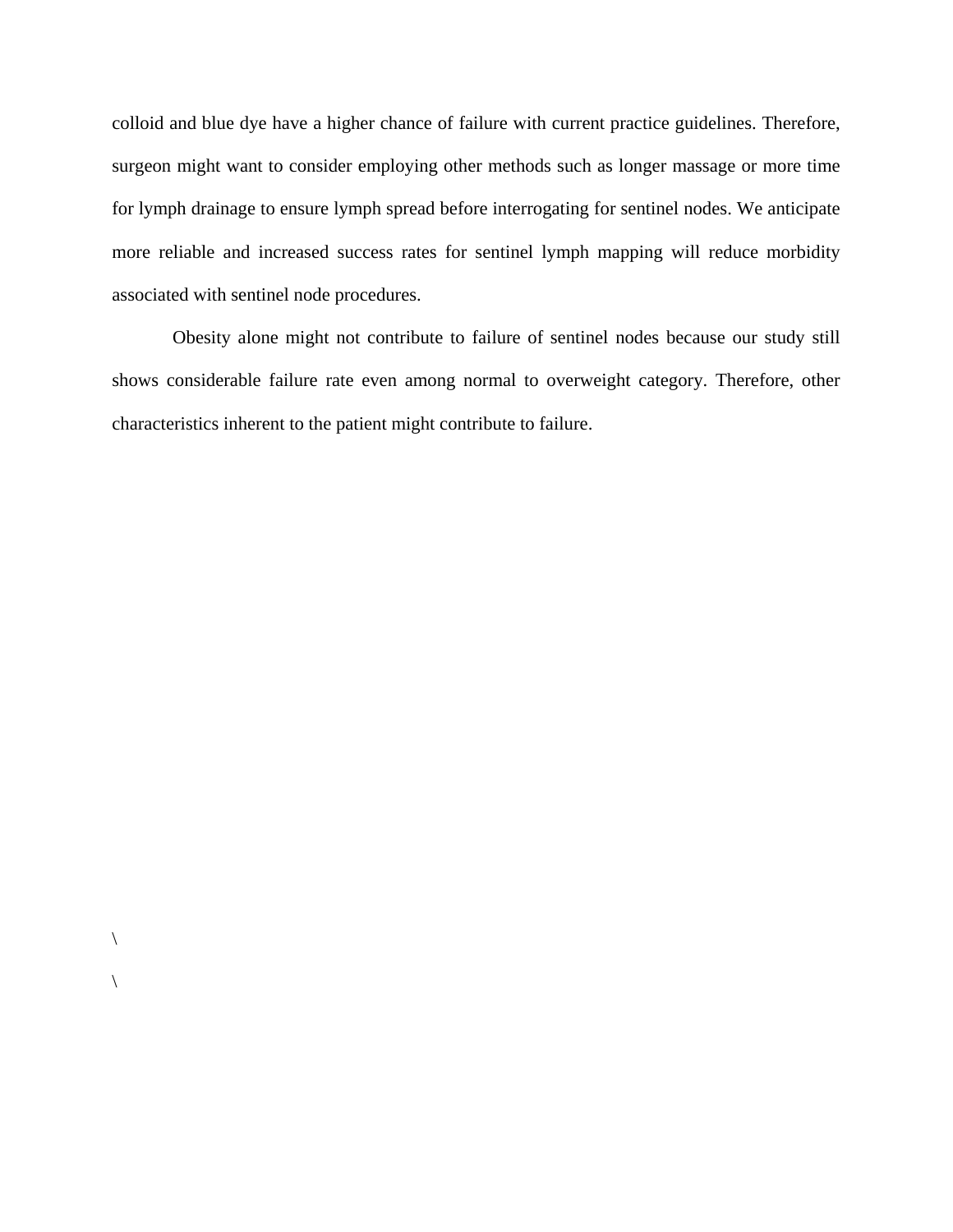colloid and blue dye have a higher chance of failure with current practice guidelines. Therefore, surgeon might want to consider employing other methods such as longer massage or more time for lymph drainage to ensure lymph spread before interrogating for sentinel nodes. We anticipate more reliable and increased success rates for sentinel lymph mapping will reduce morbidity associated with sentinel node procedures.

Obesity alone might not contribute to failure of sentinel nodes because our study still shows considerable failure rate even among normal to overweight category. Therefore, other characteristics inherent to the patient might contribute to failure.

\

\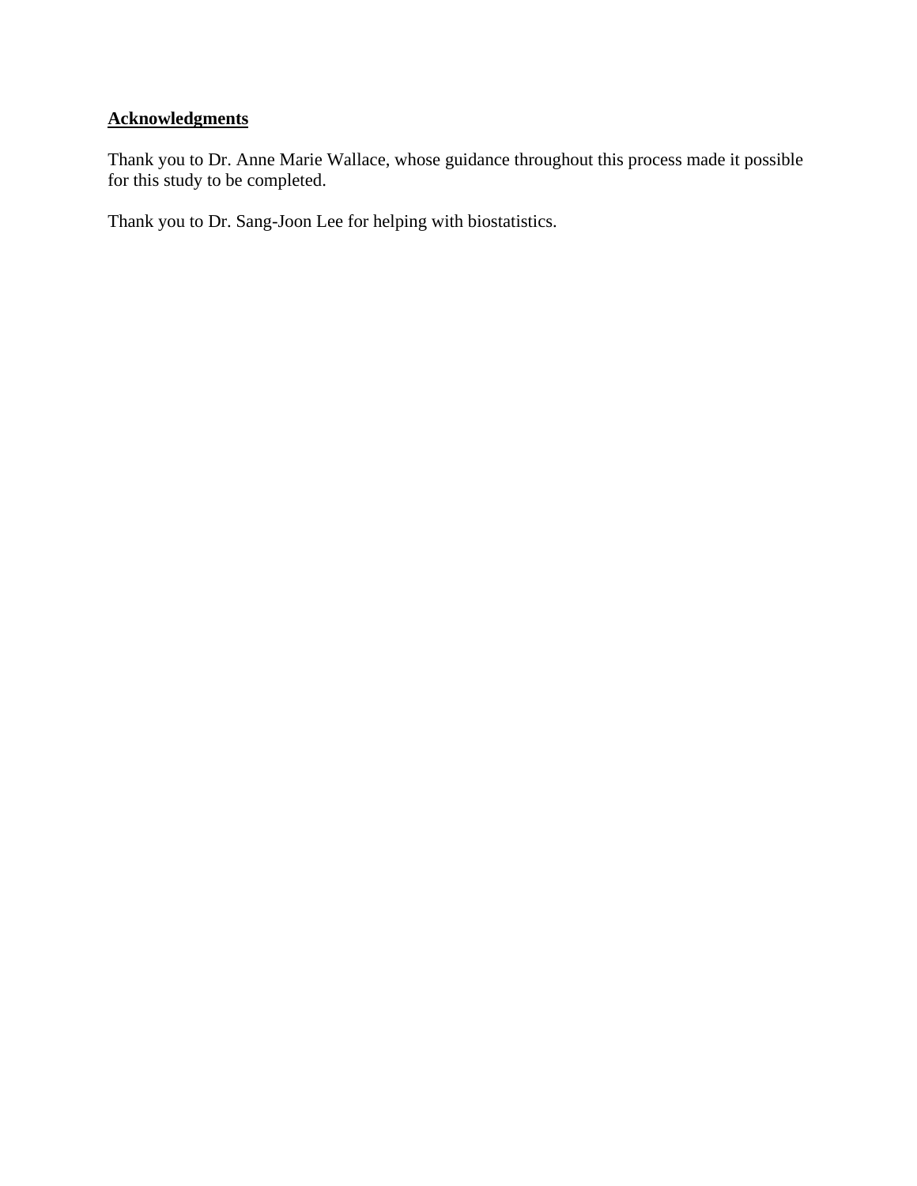## Acknowledgments

Thank you to Dr. Anne Marie Wallace, whose guidance throughout this process made it possible for this study to be completed.

Thank you to Dr. Sang-Joon Lee for helping with biostatistics.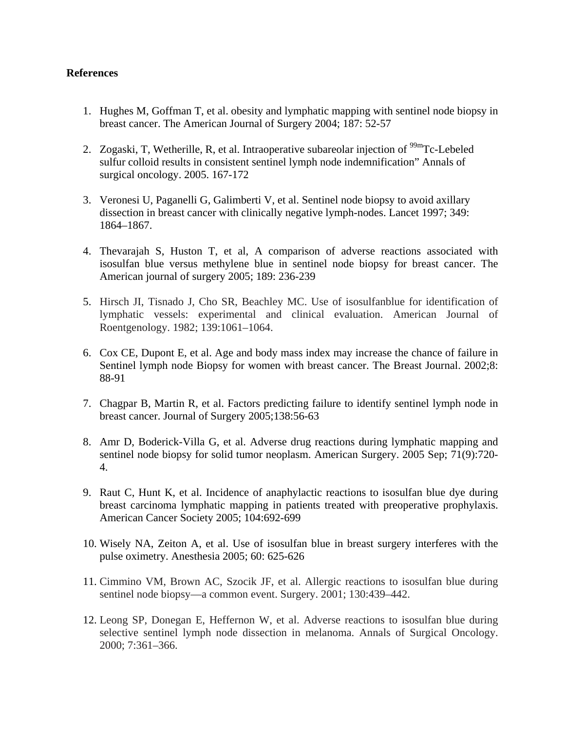**References**

1. Hughes M, Goffman T, et al. obesity and lymphatic mapping with sentinel node biopsy in breast cancer. The American Journal of Surgery 2004; 187: 52-57

2. Zogaski, T, Wetherille, R, et al. Intraoperative subareolar injection of $^{99m}$Tc-Lebeled sulfur colloid results in consistent sentinel lymph node indemnification” Annals of surgical oncology. 2005. 167-172

3. Veronesi U, Paganelli G, Galimberti V, et al. Sentinel node biopsy to avoid axillary dissection in breast cancer with clinically negative lymph-nodes. Lancet 1997; 349: 1864–1867.

4. Thevarajah S, Huston T, et al, A comparison of adverse reactions associated with isosulfan blue versus methylene blue in sentinel node biopsy for breast cancer. The American journal of surgery 2005; 189: 236-239

5. Hirsch JI, Tisnado J, Cho SR, Beachley MC. Use of isosulfanblue for identification of lymphatic vessels: experimental and clinical evaluation. American Journal of Roentgenology. 1982; 139:1061–1064.

6. Cox CE, Dupont E, et al. Age and body mass index may increase the chance of failure in Sentinel lymph node Biopsy for women with breast cancer. The Breast Journal. 2002;8: 88-91

7. Chagpar B, Martin R, et al. Factors predicting failure to identify sentinel lymph node in breast cancer. Journal of Surgery 2005;138:56-63

8. Amr D, Boderick-Villa G, et al. Adverse drug reactions during lymphatic mapping and sentinel node biopsy for solid tumor neoplasm. American Surgery. 2005 Sep; 71(9):720-4.

9. Raut C, Hunt K, et al. Incidence of anaphylactic reactions to isosulfan blue dye during breast carcinoma lymphatic mapping in patients treated with preoperative prophylaxis. American Cancer Society 2005; 104:692-699

10. Wisely NA, Zeiton A, et al. Use of isosulfan blue in breast surgery interferes with the pulse oximetry. Anesthesia 2005; 60: 625-626

11. Cimmino VM, Brown AC, Szocik JF, et al. Allergic reactions to isosulfan blue during sentinel node biopsy—a common event. Surgery. 2001; 130:439–442.

12. Leong SP, Donegan E, Heffernon W, et al. Adverse reactions to isosulfan blue during selective sentinel lymph node dissection in melanoma. Annals of Surgical Oncology. 2000; 7:361–366.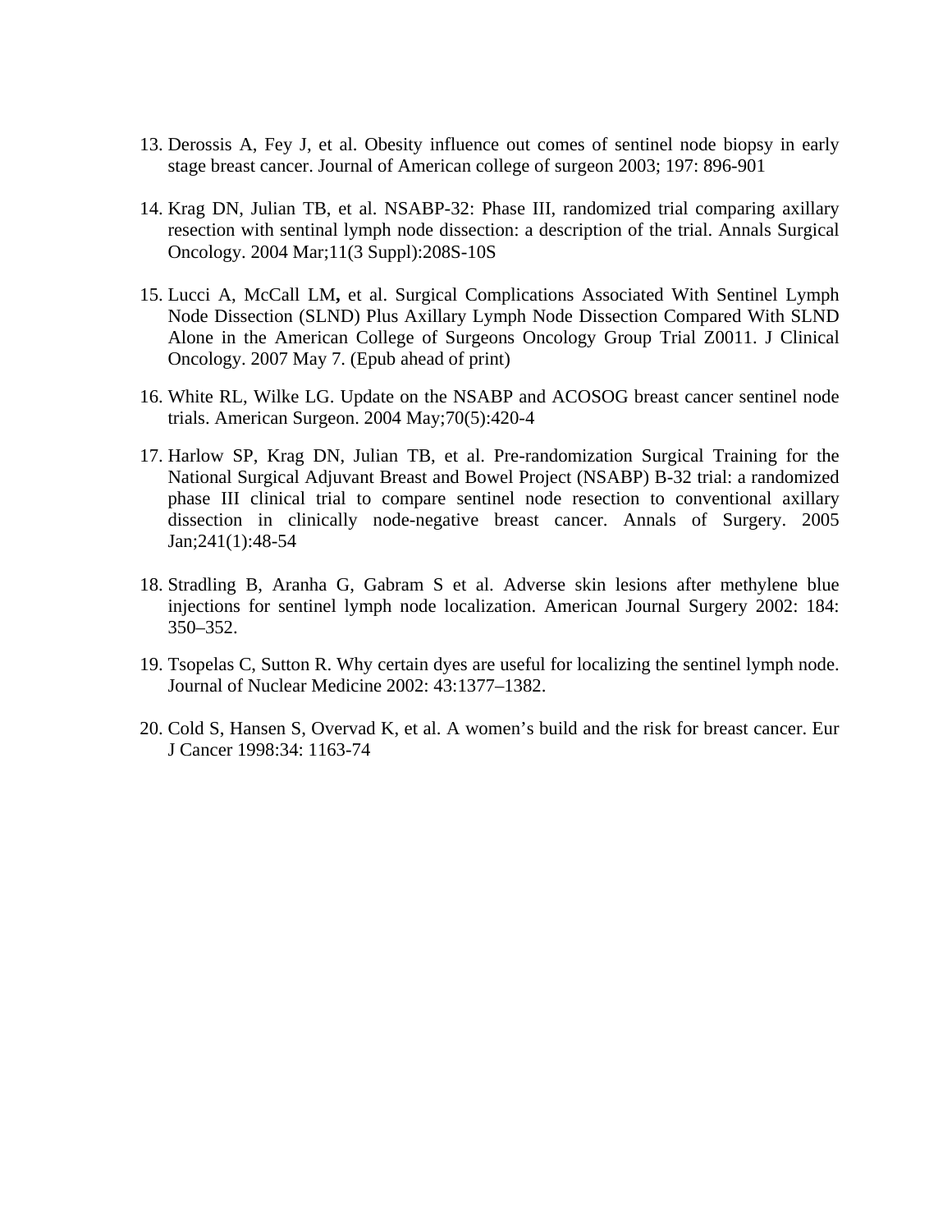13. Derossis A, Fey J, et al. Obesity influence out comes of sentinel node biopsy in early stage breast cancer. Journal of American college of surgeon 2003; 197: 896-901

14. Krag DN, Julian TB, et al. NSABP-32: Phase III, randomized trial comparing axillary resection with sentinal lymph node dissection: a description of the trial. Annals Surgical Oncology. 2004 Mar;11(3 Suppl):208S-10S

15. Lucci A, McCall LM**,** et al. Surgical Complications Associated With Sentinel Lymph Node Dissection (SLND) Plus Axillary Lymph Node Dissection Compared With SLND Alone in the American College of Surgeons Oncology Group Trial Z0011. J Clinical Oncology. 2007 May 7. (Epub ahead of print)

16. White RL, Wilke LG. Update on the NSABP and ACOSOG breast cancer sentinel node trials. American Surgeon. 2004 May;70(5):420-4

17. Harlow SP, Krag DN, Julian TB, et al. Pre-randomization Surgical Training for the National Surgical Adjuvant Breast and Bowel Project (NSABP) B-32 trial: a randomized phase III clinical trial to compare sentinel node resection to conventional axillary dissection in clinically node-negative breast cancer. Annals of Surgery. 2005 Jan;241(1):48-54

18. Stradling B, Aranha G, Gabram S et al. Adverse skin lesions after methylene blue injections for sentinel lymph node localization. American Journal Surgery 2002: 184: 350–352.

19. Tsopelas C, Sutton R. Why certain dyes are useful for localizing the sentinel lymph node. Journal of Nuclear Medicine 2002: 43:1377–1382.

20. Cold S, Hansen S, Overvad K, et al. A women's build and the risk for breast cancer. Eur J Cancer 1998:34: 1163-74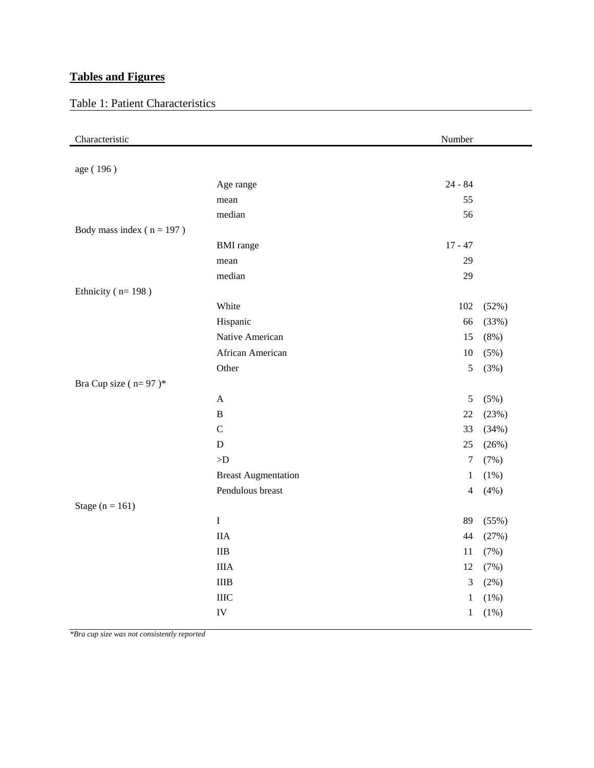## **Tables and Figures**

Table 1: Patient Characteristics

| Characteristic | | Number | |
|---|---|---|---|
| age ( 196 ) | | | |
| | Age range | 24 - 84 | |
| | mean | 55 | |
| | median | 56 | |
| Body mass index ( n = 197 ) | | | |
| | BMI range | 17 - 47 | |
| | mean | 29 | |
| | median | 29 | |
| Ethnicity ( n= 198 ) | | | |
| | White | 102 | (52%) |
| | Hispanic | 66 | (33%) |
| | Native American | 15 | (8%) |
| | African American | 10 | (5%) |
| | Other | 5 | (3%) |
| Bra Cup size ( n= 97 )* | | | |
| | A | 5 | (5%) |
| | B | 22 | (23%) |
| | C | 33 | (34%) |
| | D | 25 | (26%) |
| | >D | 7 | (7%) |
| | Breast Augmentation | 1 | (1%) |
| | Pendulous breast | 4 | (4%) |
| Stage (n = 161) | | | |
| | I | 89 | (55%) |
| | IIA | 44 | (27%) |
| | IIB | 11 | (7%) |
| | IIIA | 12 | (7%) |
| | IIIB | 3 | (2%) |
| | IIIC | 1 | (1%) |
| | IV | 1 | (1%) |

*\*Bra cup size was not consistently reported*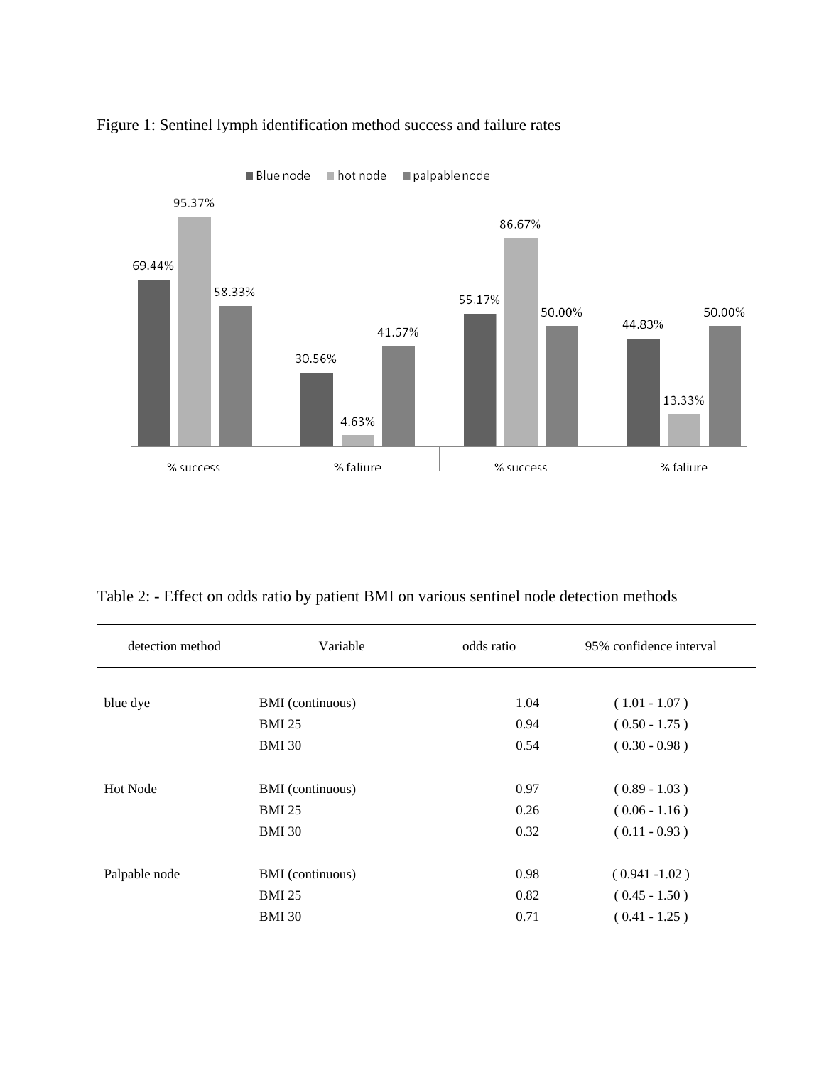Figure 1: Sentinel lymph identification method success and failure rates

Blue node
hot node
palpable node

95.37%
69.44%
58.33%
30.56%
4.63%
41.67%
55.17%
86.67%
50.00%
44.83%
13.33%
50.00%

% success
% faliure
% success
% faliure

Table 2: - Effect on odds ratio by patient BMI on various sentinel node detection methods

| detection method | Variable | odds ratio | 95% confidence interval |
|---|---|---|---|
| blue dye | BMI (continuous) | 1.04 | ( 1.01 - 1.07 ) |
| | BMI 25 | 0.94 | ( 0.50 - 1.75 ) |
| | BMI 30 | 0.54 | ( 0.30 - 0.98 ) |
| Hot Node | BMI (continuous) | 0.97 | ( 0.89 - 1.03 ) |
| | BMI 25 | 0.26 | ( 0.06 - 1.16 ) |
| | BMI 30 | 0.32 | ( 0.11 - 0.93 ) |
| Palpable node | BMI (continuous) | 0.98 | ( 0.941 -1.02 ) |
| | BMI 25 | 0.82 | ( 0.45 - 1.50 ) |
| | BMI 30 | 0.71 | ( 0.41 - 1.25 ) |